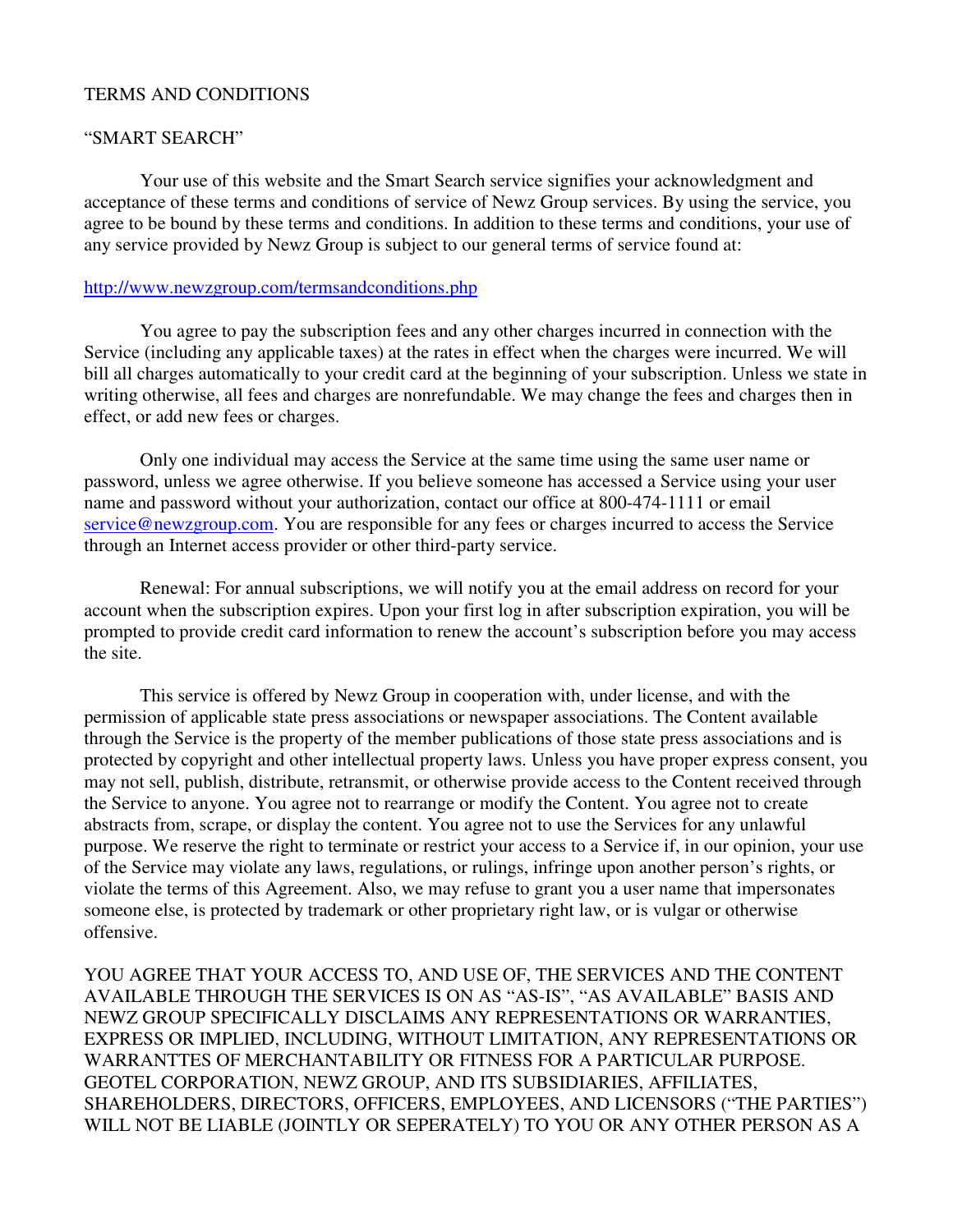TERMS AND CONDITIONS

"SMART SEARCH"

Your use of this website and the Smart Search service signifies your acknowledgment and acceptance of these terms and conditions of service of Newz Group services. By using the service, you agree to be bound by these terms and conditions. In addition to these terms and conditions, your use of any service provided by Newz Group is subject to our general terms of service found at:

http://www.newzgroup.com/termsandconditions.php

You agree to pay the subscription fees and any other charges incurred in connection with the Service (including any applicable taxes) at the rates in effect when the charges were incurred. We will bill all charges automatically to your credit card at the beginning of your subscription. Unless we state in writing otherwise, all fees and charges are nonrefundable. We may change the fees and charges then in effect, or add new fees or charges.

Only one individual may access the Service at the same time using the same user name or password, unless we agree otherwise. If you believe someone has accessed a Service using your user name and password without your authorization, contact our office at 800-474-1111 or email service@newzgroup.com. You are responsible for any fees or charges incurred to access the Service through an Internet access provider or other third-party service.

Renewal: For annual subscriptions, we will notify you at the email address on record for your account when the subscription expires. Upon your first log in after subscription expiration, you will be prompted to provide credit card information to renew the account's subscription before you may access the site.

This service is offered by Newz Group in cooperation with, under license, and with the permission of applicable state press associations or newspaper associations. The Content available through the Service is the property of the member publications of those state press associations and is protected by copyright and other intellectual property laws. Unless you have proper express consent, you may not sell, publish, distribute, retransmit, or otherwise provide access to the Content received through the Service to anyone. You agree not to rearrange or modify the Content. You agree not to create abstracts from, scrape, or display the content. You agree not to use the Services for any unlawful purpose. We reserve the right to terminate or restrict your access to a Service if, in our opinion, your use of the Service may violate any laws, regulations, or rulings, infringe upon another person's rights, or violate the terms of this Agreement. Also, we may refuse to grant you a user name that impersonates someone else, is protected by trademark or other proprietary right law, or is vulgar or otherwise offensive.

YOU AGREE THAT YOUR ACCESS TO, AND USE OF, THE SERVICES AND THE CONTENT AVAILABLE THROUGH THE SERVICES IS ON AS "AS-IS", "AS AVAILABLE" BASIS AND NEWZ GROUP SPECIFICALLY DISCLAIMS ANY REPRESENTATIONS OR WARRANTIES, EXPRESS OR IMPLIED, INCLUDING, WITHOUT LIMITATION, ANY REPRESENTATIONS OR WARRANTTES OF MERCHANTABILITY OR FITNESS FOR A PARTICULAR PURPOSE. GEOTEL CORPORATION, NEWZ GROUP, AND ITS SUBSIDIARIES, AFFILIATES, SHAREHOLDERS, DIRECTORS, OFFICERS, EMPLOYEES, AND LICENSORS ("THE PARTIES") WILL NOT BE LIABLE (JOINTLY OR SEPERATELY) TO YOU OR ANY OTHER PERSON AS A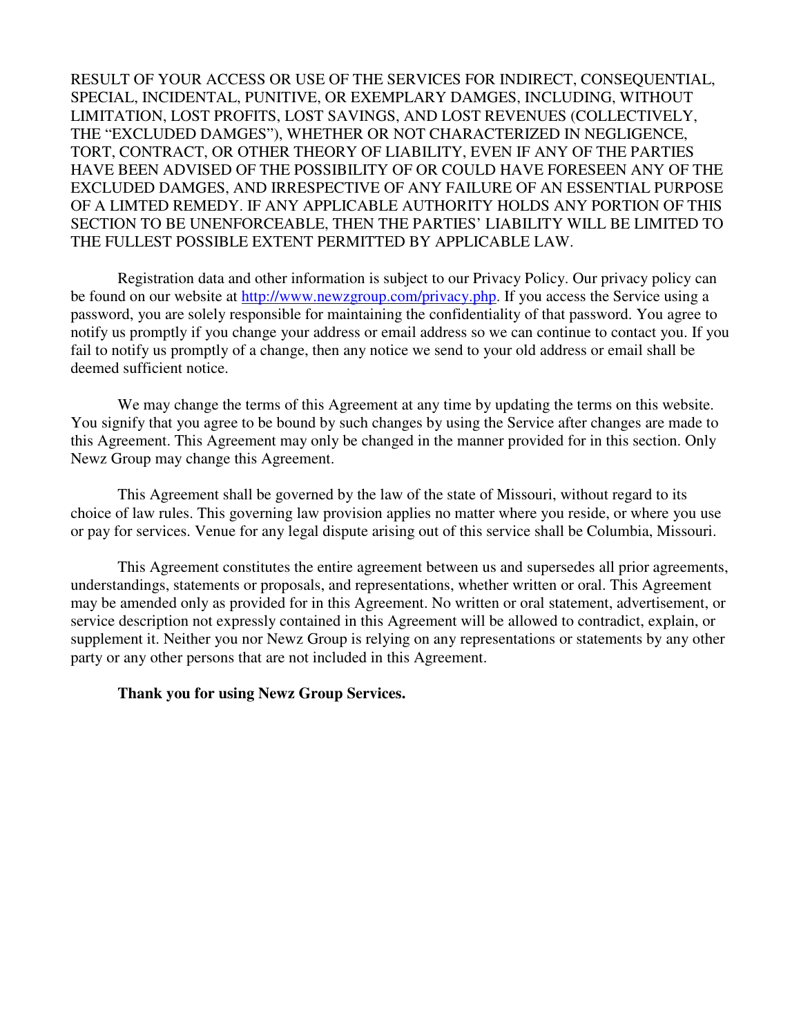RESULT OF YOUR ACCESS OR USE OF THE SERVICES FOR INDIRECT, CONSEQUENTIAL, SPECIAL, INCIDENTAL, PUNITIVE, OR EXEMPLARY DAMGES, INCLUDING, WITHOUT LIMITATION, LOST PROFITS, LOST SAVINGS, AND LOST REVENUES (COLLECTIVELY, THE "EXCLUDED DAMGES"), WHETHER OR NOT CHARACTERIZED IN NEGLIGENCE, TORT, CONTRACT, OR OTHER THEORY OF LIABILITY, EVEN IF ANY OF THE PARTIES HAVE BEEN ADVISED OF THE POSSIBILITY OF OR COULD HAVE FORESEEN ANY OF THE EXCLUDED DAMGES, AND IRRESPECTIVE OF ANY FAILURE OF AN ESSENTIAL PURPOSE OF A LIMTED REMEDY. IF ANY APPLICABLE AUTHORITY HOLDS ANY PORTION OF THIS SECTION TO BE UNENFORCEABLE, THEN THE PARTIES' LIABILITY WILL BE LIMITED TO THE FULLEST POSSIBLE EXTENT PERMITTED BY APPLICABLE LAW.

Registration data and other information is subject to our Privacy Policy. Our privacy policy can be found on our website at http://www.newzgroup.com/privacy.php. If you access the Service using a password, you are solely responsible for maintaining the confidentiality of that password. You agree to notify us promptly if you change your address or email address so we can continue to contact you. If you fail to notify us promptly of a change, then any notice we send to your old address or email shall be deemed sufficient notice.

We may change the terms of this Agreement at any time by updating the terms on this website. You signify that you agree to be bound by such changes by using the Service after changes are made to this Agreement. This Agreement may only be changed in the manner provided for in this section. Only Newz Group may change this Agreement.

This Agreement shall be governed by the law of the state of Missouri, without regard to its choice of law rules. This governing law provision applies no matter where you reside, or where you use or pay for services. Venue for any legal dispute arising out of this service shall be Columbia, Missouri.

This Agreement constitutes the entire agreement between us and supersedes all prior agreements, understandings, statements or proposals, and representations, whether written or oral. This Agreement may be amended only as provided for in this Agreement. No written or oral statement, advertisement, or service description not expressly contained in this Agreement will be allowed to contradict, explain, or supplement it. Neither you nor Newz Group is relying on any representations or statements by any other party or any other persons that are not included in this Agreement.

**Thank you for using Newz Group Services.**